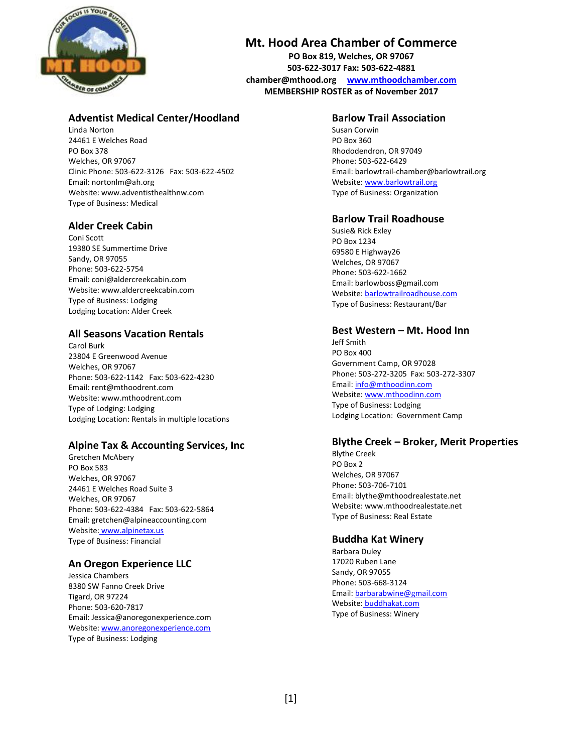# Mt. Hood Area Chamber of Commerce

**PO Box 819, Welches, OR 97067**
**503-622-3017 Fax: 503-622-4881**
**chamber@mthood.org www.mthoodchamber.com**
**MEMBERSHIP ROSTER as of November 2017**

## Adventist Medical Center/Hoodland

Linda Norton
24461 E Welches Road
PO Box 378
Welches, OR 97067
Clinic Phone: 503-622-3126 Fax: 503-622-4502
Email: nortonlm@ah.org
Website: www.adventisthealthnw.com
Type of Business: Medical

## Alder Creek Cabin

Coni Scott
19380 SE Summertime Drive
Sandy, OR 97055
Phone: 503-622-5754
Email: coni@aldercreekcabin.com
Website: www.aldercreekcabin.com
Type of Business: Lodging
Lodging Location: Alder Creek

## All Seasons Vacation Rentals

Carol Burk
23804 E Greenwood Avenue
Welches, OR 97067
Phone: 503-622-1142 Fax: 503-622-4230
Email: rent@mthoodrent.com
Website: www.mthoodrent.com
Type of Lodging: Lodging
Lodging Location: Rentals in multiple locations

## Alpine Tax & Accounting Services, Inc

Gretchen McAbery
PO Box 583
Welches, OR 97067
24461 E Welches Road Suite 3
Welches, OR 97067
Phone: 503-622-4384 Fax: 503-622-5864
Email: gretchen@alpineaccounting.com
Website: www.alpinetax.us
Type of Business: Financial

## An Oregon Experience LLC

Jessica Chambers
8380 SW Fanno Creek Drive
Tigard, OR 97224
Phone: 503-620-7817
Email: Jessica@anoregonexperience.com
Website: www.anoregonexperience.com
Type of Business: Lodging

## Barlow Trail Association

Susan Corwin
PO Box 360
Rhododendron, OR 97049
Phone: 503-622-6429
Email: barlowtrail-chamber@barlowtrail.org
Website: www.barlowtrail.org
Type of Business: Organization

## Barlow Trail Roadhouse

Susie& Rick Exley
PO Box 1234
69580 E Highway26
Welches, OR 97067
Phone: 503-622-1662
Email: barlowboss@gmail.com
Website: barlowtrailroadhouse.com
Type of Business: Restaurant/Bar

## Best Western – Mt. Hood Inn

Jeff Smith
PO Box 400
Government Camp, OR 97028
Phone: 503-272-3205 Fax: 503-272-3307
Email: info@mthoodinn.com
Website: www.mthoodinn.com
Type of Business: Lodging
Lodging Location: Government Camp

## Blythe Creek – Broker, Merit Properties

Blythe Creek
PO Box 2
Welches, OR 97067
Phone: 503-706-7101
Email: blythe@mthoodrealestate.net
Website: www.mthoodrealestate.net
Type of Business: Real Estate

## Buddha Kat Winery

Barbara Duley
17020 Ruben Lane
Sandy, OR 97055
Phone: 503-668-3124
Email: barbarabwine@gmail.com
Website: buddhakat.com
Type of Business: Winery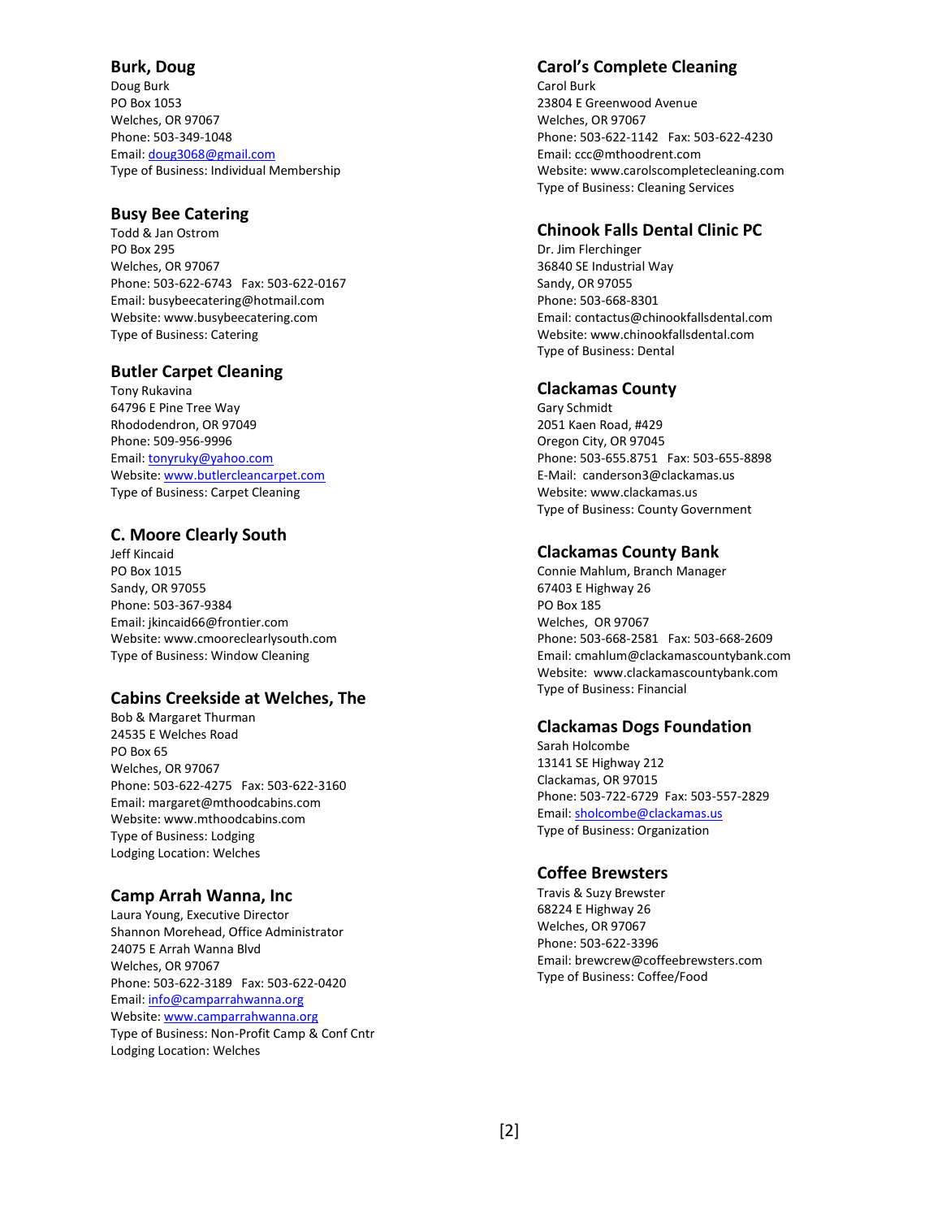## Burk, Doug

Doug Burk
PO Box 1053
Welches, OR 97067
Phone: 503-349-1048
Email: doug3068@gmail.com
Type of Business: Individual Membership

## Busy Bee Catering

Todd & Jan Ostrom
PO Box 295
Welches, OR 97067
Phone: 503-622-6743   Fax: 503-622-0167
Email: busybeecatering@hotmail.com
Website: www.busybeecatering.com
Type of Business: Catering

## Butler Carpet Cleaning

Tony Rukavina
64796 E Pine Tree Way
Rhododendron, OR 97049
Phone: 509-956-9996
Email: tonyruky@yahoo.com
Website: www.butlercleancarpet.com
Type of Business: Carpet Cleaning

## C. Moore Clearly South

Jeff Kincaid
PO Box 1015
Sandy, OR 97055
Phone: 503-367-9384
Email: jkincaid66@frontier.com
Website: www.cmooreclearlysouth.com
Type of Business: Window Cleaning

## Cabins Creekside at Welches, The

Bob & Margaret Thurman
24535 E Welches Road
PO Box 65
Welches, OR 97067
Phone: 503-622-4275   Fax: 503-622-3160
Email: margaret@mthoodcabins.com
Website: www.mthoodcabins.com
Type of Business: Lodging
Lodging Location: Welches

## Camp Arrah Wanna, Inc

Laura Young, Executive Director
Shannon Morehead, Office Administrator
24075 E Arrah Wanna Blvd
Welches, OR 97067
Phone: 503-622-3189   Fax: 503-622-0420
Email: info@camparrahwanna.org
Website: www.camparrahwanna.org
Type of Business: Non-Profit Camp & Conf Cntr
Lodging Location: Welches

## Carol's Complete Cleaning

Carol Burk
23804 E Greenwood Avenue
Welches, OR 97067
Phone: 503-622-1142   Fax: 503-622-4230
Email: ccc@mthoodrent.com
Website: www.carolscompletecleaning.com
Type of Business: Cleaning Services

## Chinook Falls Dental Clinic PC

Dr. Jim Flerchinger
36840 SE Industrial Way
Sandy, OR 97055
Phone: 503-668-8301
Email: contactus@chinookfallsdental.com
Website: www.chinookfallsdental.com
Type of Business: Dental

## Clackamas County

Gary Schmidt
2051 Kaen Road, #429
Oregon City, OR 97045
Phone: 503-655.8751   Fax: 503-655-8898
E-Mail: canderson3@clackamas.us
Website: www.clackamas.us
Type of Business: County Government

## Clackamas County Bank

Connie Mahlum, Branch Manager
67403 E Highway 26
PO Box 185
Welches, OR 97067
Phone: 503-668-2581   Fax: 503-668-2609
Email: cmahlum@clackamascountybank.com
Website: www.clackamascountybank.com
Type of Business: Financial

## Clackamas Dogs Foundation

Sarah Holcombe
13141 SE Highway 212
Clackamas, OR 97015
Phone: 503-722-6729  Fax: 503-557-2829
Email: sholcombe@clackamas.us
Type of Business: Organization

## Coffee Brewsters

Travis & Suzy Brewster
68224 E Highway 26
Welches, OR 97067
Phone: 503-622-3396
Email: brewcrew@coffeebrewsters.com
Type of Business: Coffee/Food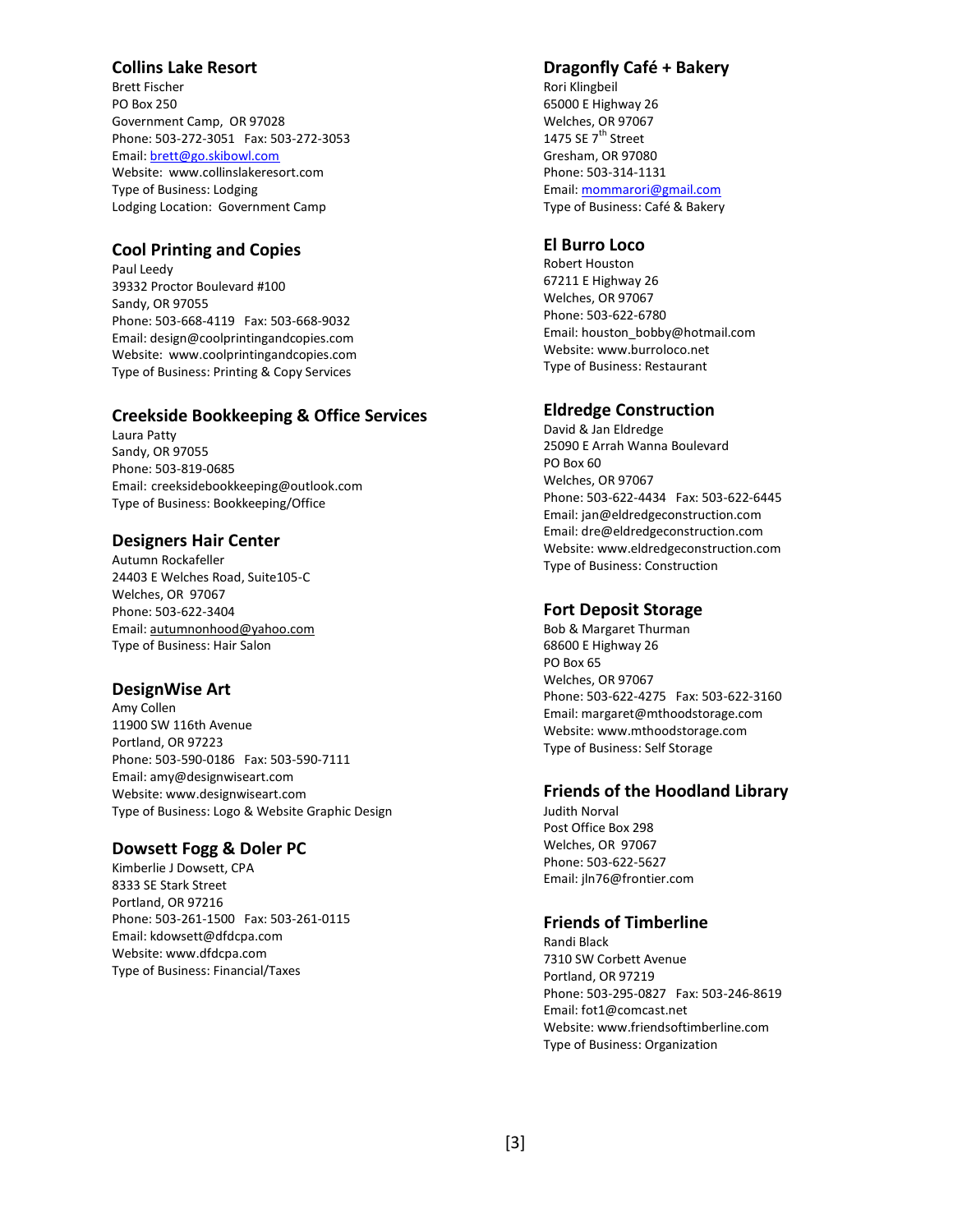## Collins Lake Resort

Brett Fischer
PO Box 250
Government Camp, OR 97028
Phone: 503-272-3051 Fax: 503-272-3053
Email: brett@go.skibowl.com
Website: www.collinslakeresort.com
Type of Business: Lodging
Lodging Location: Government Camp

## Cool Printing and Copies

Paul Leedy
39332 Proctor Boulevard #100
Sandy, OR 97055
Phone: 503-668-4119 Fax: 503-668-9032
Email: design@coolprintingandcopies.com
Website: www.coolprintingandcopies.com
Type of Business: Printing & Copy Services

## Creekside Bookkeeping & Office Services

Laura Patty
Sandy, OR 97055
Phone: 503-819-0685
Email: creeksidebookkeeping@outlook.com
Type of Business: Bookkeeping/Office

## Designers Hair Center

Autumn Rockafeller
24403 E Welches Road, Suite105-C
Welches, OR 97067
Phone: 503-622-3404
Email: autumnonhood@yahoo.com
Type of Business: Hair Salon

## DesignWise Art

Amy Collen
11900 SW 116th Avenue
Portland, OR 97223
Phone: 503-590-0186 Fax: 503-590-7111
Email: amy@designwiseart.com
Website: www.designwiseart.com
Type of Business: Logo & Website Graphic Design

## Dowsett Fogg & Doler PC

Kimberlie J Dowsett, CPA
8333 SE Stark Street
Portland, OR 97216
Phone: 503-261-1500 Fax: 503-261-0115
Email: kdowsett@dfdcpa.com
Website: www.dfdcpa.com
Type of Business: Financial/Taxes

## Dragonfly Café + Bakery

Rori Klingbeil
65000 E Highway 26
Welches, OR 97067
1475 SE 7th Street
Gresham, OR 97080
Phone: 503-314-1131
Email: mommarori@gmail.com
Type of Business: Café & Bakery

## El Burro Loco

Robert Houston
67211 E Highway 26
Welches, OR 97067
Phone: 503-622-6780
Email: houston_bobby@hotmail.com
Website: www.burroloco.net
Type of Business: Restaurant

## Eldredge Construction

David & Jan Eldredge
25090 E Arrah Wanna Boulevard
PO Box 60
Welches, OR 97067
Phone: 503-622-4434 Fax: 503-622-6445
Email: jan@eldredgeconstruction.com
Email: dre@eldredgeconstruction.com
Website: www.eldredgeconstruction.com
Type of Business: Construction

## Fort Deposit Storage

Bob & Margaret Thurman
68600 E Highway 26
PO Box 65
Welches, OR 97067
Phone: 503-622-4275 Fax: 503-622-3160
Email: margaret@mthoodstorage.com
Website: www.mthoodstorage.com
Type of Business: Self Storage

## Friends of the Hoodland Library

Judith Norval
Post Office Box 298
Welches, OR 97067
Phone: 503-622-5627
Email: jln76@frontier.com

## Friends of Timberline

Randi Black
7310 SW Corbett Avenue
Portland, OR 97219
Phone: 503-295-0827 Fax: 503-246-8619
Email: fot1@comcast.net
Website: www.friendsoftimberline.com
Type of Business: Organization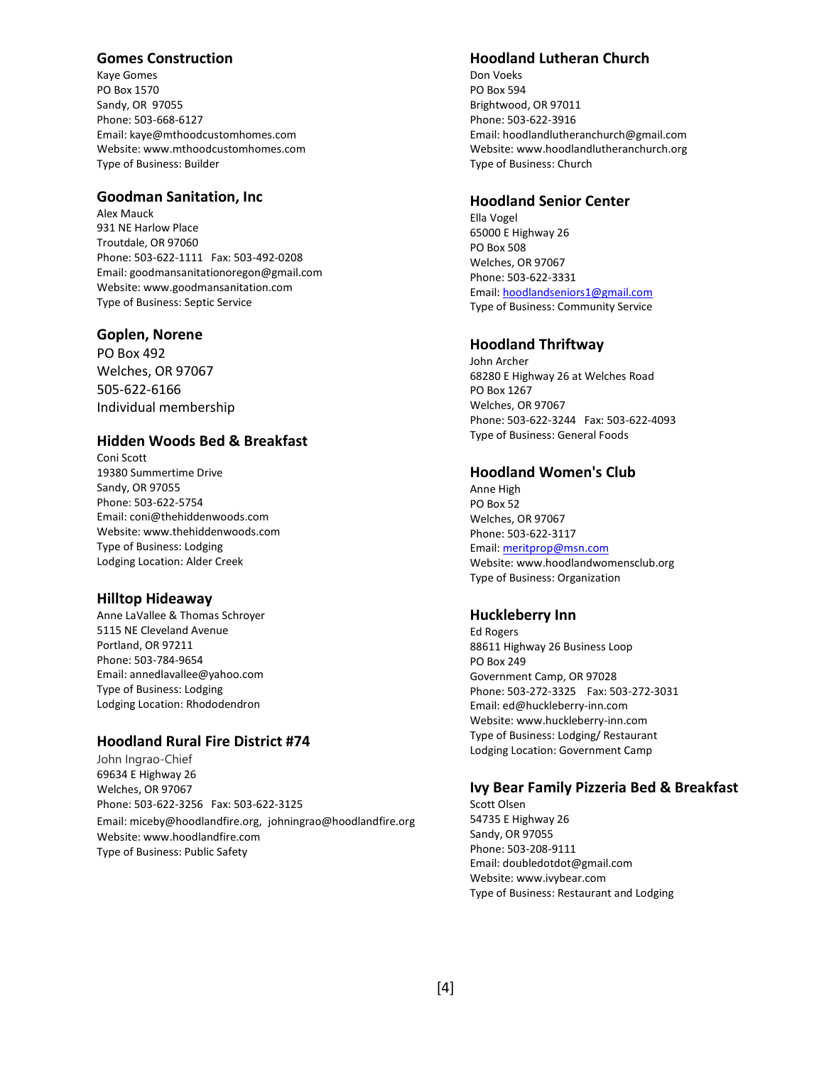### Gomes Construction

Kaye Gomes
PO Box 1570
Sandy, OR 97055
Phone: 503-668-6127
Email: kaye@mthoodcustomhomes.com
Website: www.mthoodcustomhomes.com
Type of Business: Builder

### Goodman Sanitation, Inc

Alex Mauck
931 NE Harlow Place
Troutdale, OR 97060
Phone: 503-622-1111 Fax: 503-492-0208
Email: goodmansanitationoregon@gmail.com
Website: www.goodmansanitation.com
Type of Business: Septic Service

### Goplen, Norene

PO Box 492
Welches, OR 97067
505-622-6166
Individual membership

### Hidden Woods Bed & Breakfast

Coni Scott
19380 Summertime Drive
Sandy, OR 97055
Phone: 503-622-5754
Email: coni@thehiddenwoods.com
Website: www.thehiddenwoods.com
Type of Business: Lodging
Lodging Location: Alder Creek

### Hilltop Hideaway

Anne LaVallee & Thomas Schroyer
5115 NE Cleveland Avenue
Portland, OR 97211
Phone: 503-784-9654
Email: annedlavallee@yahoo.com
Type of Business: Lodging
Lodging Location: Rhododendron

### Hoodland Rural Fire District #74

John Ingrao-Chief
69634 E Highway 26
Welches, OR 97067
Phone: 503-622-3256 Fax: 503-622-3125
Email: miceby@hoodlandfire.org, johningrao@hoodlandfire.org
Website: www.hoodlandfire.com
Type of Business: Public Safety

### Hoodland Lutheran Church

Don Voeks
PO Box 594
Brightwood, OR 97011
Phone: 503-622-3916
Email: hoodlandlutheranchurch@gmail.com
Website: www.hoodlandlutheranchurch.org
Type of Business: Church

### Hoodland Senior Center

Ella Vogel
65000 E Highway 26
PO Box 508
Welches, OR 97067
Phone: 503-622-3331
Email: hoodlandseniors1@gmail.com
Type of Business: Community Service

### Hoodland Thriftway

John Archer
68280 E Highway 26 at Welches Road
PO Box 1267
Welches, OR 97067
Phone: 503-622-3244 Fax: 503-622-4093
Type of Business: General Foods

### Hoodland Women's Club

Anne High
PO Box 52
Welches, OR 97067
Phone: 503-622-3117
Email: meritprop@msn.com
Website: www.hoodlandwomensclub.org
Type of Business: Organization

### Huckleberry Inn

Ed Rogers
88611 Highway 26 Business Loop
PO Box 249
Government Camp, OR 97028
Phone: 503-272-3325 Fax: 503-272-3031
Email: ed@huckleberry-inn.com
Website: www.huckleberry-inn.com
Type of Business: Lodging/ Restaurant
Lodging Location: Government Camp

### Ivy Bear Family Pizzeria Bed & Breakfast

Scott Olsen
54735 E Highway 26
Sandy, OR 97055
Phone: 503-208-9111
Email: doubledotdot@gmail.com
Website: www.ivybear.com
Type of Business: Restaurant and Lodging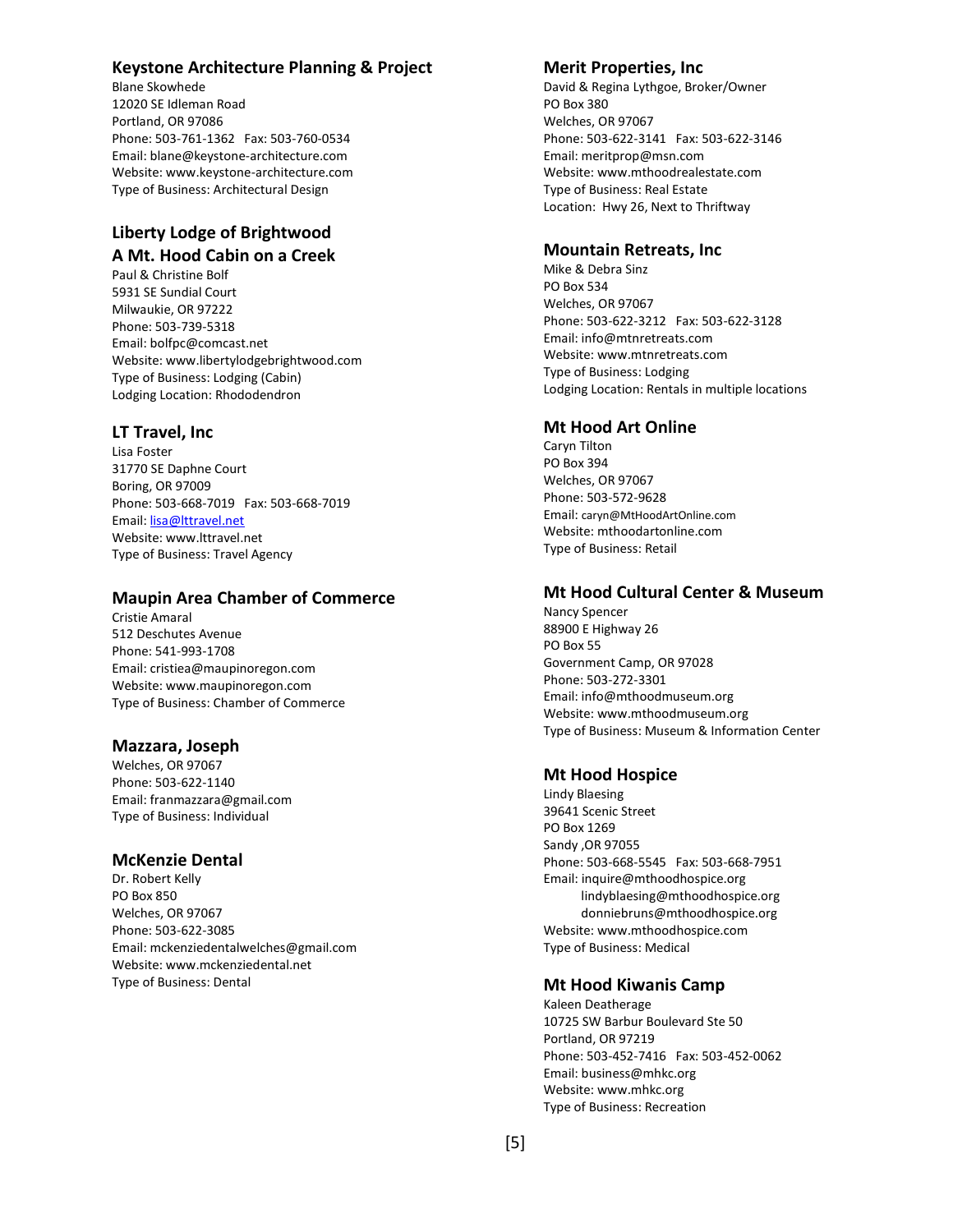### Keystone Architecture Planning & Project

Blane Skowhede
12020 SE Idleman Road
Portland, OR 97086
Phone: 503-761-1362 Fax: 503-760-0534
Email: blane@keystone-architecture.com
Website: www.keystone-architecture.com
Type of Business: Architectural Design

### Liberty Lodge of Brightwood A Mt. Hood Cabin on a Creek

Paul & Christine Bolf
5931 SE Sundial Court
Milwaukie, OR 97222
Phone: 503-739-5318
Email: bolfpc@comcast.net
Website: www.libertylodgebrightwood.com
Type of Business: Lodging (Cabin)
Lodging Location: Rhododendron

### LT Travel, Inc

Lisa Foster
31770 SE Daphne Court
Boring, OR 97009
Phone: 503-668-7019 Fax: 503-668-7019
Email: lisa@lttravel.net
Website: www.lttravel.net
Type of Business: Travel Agency

### Maupin Area Chamber of Commerce

Cristie Amaral
512 Deschutes Avenue
Phone: 541-993-1708
Email: cristiea@maupinoregon.com
Website: www.maupinoregon.com
Type of Business: Chamber of Commerce

### Mazzara, Joseph

Welches, OR 97067
Phone: 503-622-1140
Email: franmazzara@gmail.com
Type of Business: Individual

### McKenzie Dental

Dr. Robert Kelly
PO Box 850
Welches, OR 97067
Phone: 503-622-3085
Email: mckenziedentalwelches@gmail.com
Website: www.mckenziedental.net
Type of Business: Dental

### Merit Properties, Inc

David & Regina Lythgoe, Broker/Owner
PO Box 380
Welches, OR 97067
Phone: 503-622-3141 Fax: 503-622-3146
Email: meritprop@msn.com
Website: www.mthoodrealestate.com
Type of Business: Real Estate
Location: Hwy 26, Next to Thriftway

### Mountain Retreats, Inc

Mike & Debra Sinz
PO Box 534
Welches, OR 97067
Phone: 503-622-3212 Fax: 503-622-3128
Email: info@mtnretreats.com
Website: www.mtnretreats.com
Type of Business: Lodging
Lodging Location: Rentals in multiple locations

### Mt Hood Art Online

Caryn Tilton
PO Box 394
Welches, OR 97067
Phone: 503-572-9628
Email: caryn@MtHoodArtOnline.com
Website: mthoodartonline.com
Type of Business: Retail

### Mt Hood Cultural Center & Museum

Nancy Spencer
88900 E Highway 26
PO Box 55
Government Camp, OR 97028
Phone: 503-272-3301
Email: info@mthoodmuseum.org
Website: www.mthoodmuseum.org
Type of Business: Museum & Information Center

### Mt Hood Hospice

Lindy Blaesing
39641 Scenic Street
PO Box 1269
Sandy ,OR 97055
Phone: 503-668-5545 Fax: 503-668-7951
Email: inquire@mthoodhospice.org
lindyblaesing@mthoodhospice.org
donniebruns@mthoodhospice.org
Website: www.mthoodhospice.com
Type of Business: Medical

### Mt Hood Kiwanis Camp

Kaleen Deatherage
10725 SW Barbur Boulevard Ste 50
Portland, OR 97219
Phone: 503-452-7416 Fax: 503-452-0062
Email: business@mhkc.org
Website: www.mhkc.org
Type of Business: Recreation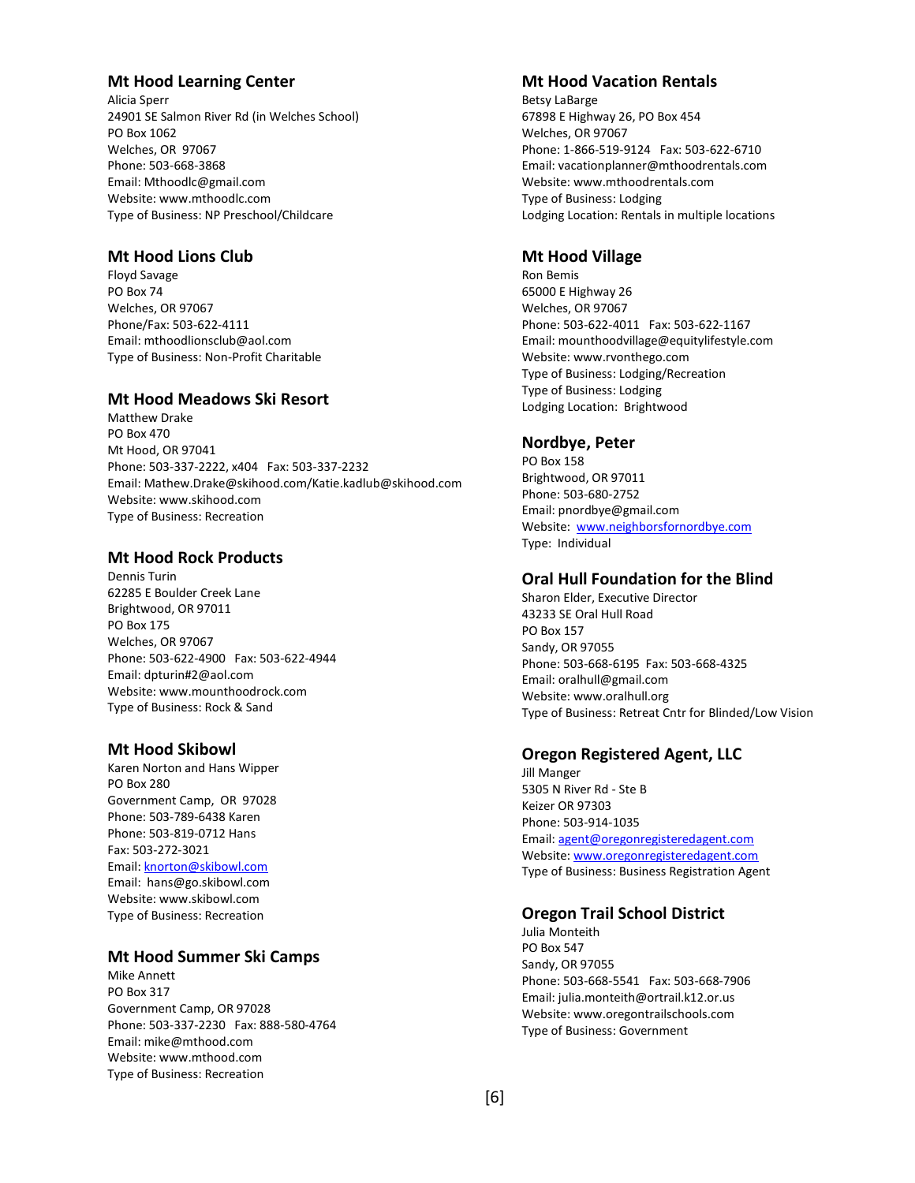## Mt Hood Learning Center

Alicia Sperr
24901 SE Salmon River Rd (in Welches School)
PO Box 1062
Welches, OR 97067
Phone: 503-668-3868
Email: Mthoodlc@gmail.com
Website: www.mthoodlc.com
Type of Business: NP Preschool/Childcare

## Mt Hood Lions Club

Floyd Savage
PO Box 74
Welches, OR 97067
Phone/Fax: 503-622-4111
Email: mthoodlionsclub@aol.com
Type of Business: Non-Profit Charitable

## Mt Hood Meadows Ski Resort

Matthew Drake
PO Box 470
Mt Hood, OR 97041
Phone: 503-337-2222, x404 Fax: 503-337-2232
Email: Mathew.Drake@skihood.com/Katie.kadlub@skihood.com
Website: www.skihood.com
Type of Business: Recreation

## Mt Hood Rock Products

Dennis Turin
62285 E Boulder Creek Lane
Brightwood, OR 97011
PO Box 175
Welches, OR 97067
Phone: 503-622-4900 Fax: 503-622-4944
Email: dpturin#2@aol.com
Website: www.mounthoodrock.com
Type of Business: Rock & Sand

## Mt Hood Skibowl

Karen Norton and Hans Wipper
PO Box 280
Government Camp, OR 97028
Phone: 503-789-6438 Karen
Phone: 503-819-0712 Hans
Fax: 503-272-3021
Email: knorton@skibowl.com
Email: hans@go.skibowl.com
Website: www.skibowl.com
Type of Business: Recreation

## Mt Hood Summer Ski Camps

Mike Annett
PO Box 317
Government Camp, OR 97028
Phone: 503-337-2230 Fax: 888-580-4764
Email: mike@mthood.com
Website: www.mthood.com
Type of Business: Recreation

## Mt Hood Vacation Rentals

Betsy LaBarge
67898 E Highway 26, PO Box 454
Welches, OR 97067
Phone: 1-866-519-9124 Fax: 503-622-6710
Email: vacationplanner@mthoodrentals.com
Website: www.mthoodrentals.com
Type of Business: Lodging
Lodging Location: Rentals in multiple locations

## Mt Hood Village

Ron Bemis
65000 E Highway 26
Welches, OR 97067
Phone: 503-622-4011 Fax: 503-622-1167
Email: mounthoodvillage@equitylifestyle.com
Website: www.rvonthego.com
Type of Business: Lodging/Recreation
Type of Business: Lodging
Lodging Location: Brightwood

## Nordbye, Peter

PO Box 158
Brightwood, OR 97011
Phone: 503-680-2752
Email: pnordbye@gmail.com
Website: www.neighborsfornordbye.com
Type: Individual

## Oral Hull Foundation for the Blind

Sharon Elder, Executive Director
43233 SE Oral Hull Road
PO Box 157
Sandy, OR 97055
Phone: 503-668-6195 Fax: 503-668-4325
Email: oralhull@gmail.com
Website: www.oralhull.org
Type of Business: Retreat Cntr for Blinded/Low Vision

## Oregon Registered Agent, LLC

Jill Manger
5305 N River Rd - Ste B
Keizer OR 97303
Phone: 503-914-1035
Email: agent@oregonregisteredagent.com
Website: www.oregonregisteredagent.com
Type of Business: Business Registration Agent

## Oregon Trail School District

Julia Monteith
PO Box 547
Sandy, OR 97055
Phone: 503-668-5541 Fax: 503-668-7906
Email: julia.monteith@ortrail.k12.or.us
Website: www.oregontrailschools.com
Type of Business: Government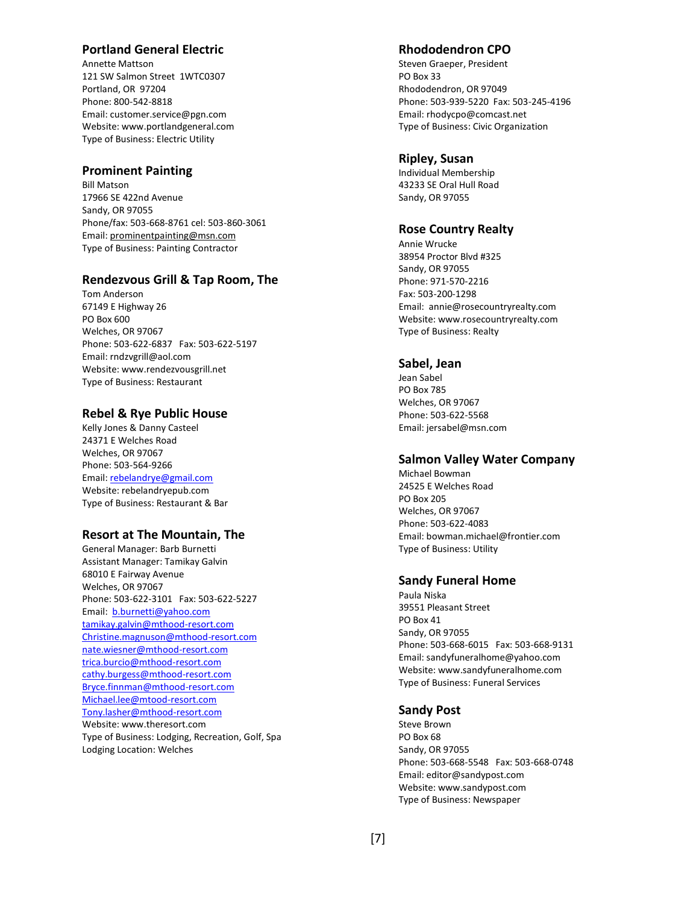## Portland General Electric

Annette Mattson
121 SW Salmon Street 1WTC0307
Portland, OR 97204
Phone: 800-542-8818
Email: customer.service@pgn.com
Website: www.portlandgeneral.com
Type of Business: Electric Utility

## Prominent Painting

Bill Matson
17966 SE 422nd Avenue
Sandy, OR 97055
Phone/fax: 503-668-8761 cel: 503-860-3061
Email: prominentpainting@msn.com
Type of Business: Painting Contractor

## Rendezvous Grill & Tap Room, The

Tom Anderson
67149 E Highway 26
PO Box 600
Welches, OR 97067
Phone: 503-622-6837 Fax: 503-622-5197
Email: rndzvgrill@aol.com
Website: www.rendezvousgrill.net
Type of Business: Restaurant

## Rebel & Rye Public House

Kelly Jones & Danny Casteel
24371 E Welches Road
Welches, OR 97067
Phone: 503-564-9266
Email: rebelandrye@gmail.com
Website: rebelandryepub.com
Type of Business: Restaurant & Bar

## Resort at The Mountain, The

General Manager: Barb Burnetti
Assistant Manager: Tamikay Galvin
68010 E Fairway Avenue
Welches, OR 97067
Phone: 503-622-3101 Fax: 503-622-5227
Email: b.burnetti@yahoo.com
tamikay.galvin@mthood-resort.com
Christine.magnuson@mthood-resort.com
nate.wiesner@mthood-resort.com
trica.burcio@mthood-resort.com
cathy.burgess@mthood-resort.com
Bryce.finnman@mthood-resort.com
Michael.lee@mtood-resort.com
Tony.lasher@mthood-resort.com
Website: www.theresort.com
Type of Business: Lodging, Recreation, Golf, Spa
Lodging Location: Welches

## Rhododendron CPO

Steven Graeper, President
PO Box 33
Rhododendron, OR 97049
Phone: 503-939-5220 Fax: 503-245-4196
Email: rhodycpo@comcast.net
Type of Business: Civic Organization

## Ripley, Susan

Individual Membership
43233 SE Oral Hull Road
Sandy, OR 97055

## Rose Country Realty

Annie Wrucke
38954 Proctor Blvd #325
Sandy, OR 97055
Phone: 971-570-2216
Fax: 503-200-1298
Email: annie@rosecountryrealty.com
Website: www.rosecountryrealty.com
Type of Business: Realty

## Sabel, Jean

Jean Sabel
PO Box 785
Welches, OR 97067
Phone: 503-622-5568
Email: jersabel@msn.com

## Salmon Valley Water Company

Michael Bowman
24525 E Welches Road
PO Box 205
Welches, OR 97067
Phone: 503-622-4083
Email: bowman.michael@frontier.com
Type of Business: Utility

## Sandy Funeral Home

Paula Niska
39551 Pleasant Street
PO Box 41
Sandy, OR 97055
Phone: 503-668-6015 Fax: 503-668-9131
Email: sandyfuneralhome@yahoo.com
Website: www.sandyfuneralhome.com
Type of Business: Funeral Services

## Sandy Post

Steve Brown
PO Box 68
Sandy, OR 97055
Phone: 503-668-5548 Fax: 503-668-0748
Email: editor@sandypost.com
Website: www.sandypost.com
Type of Business: Newspaper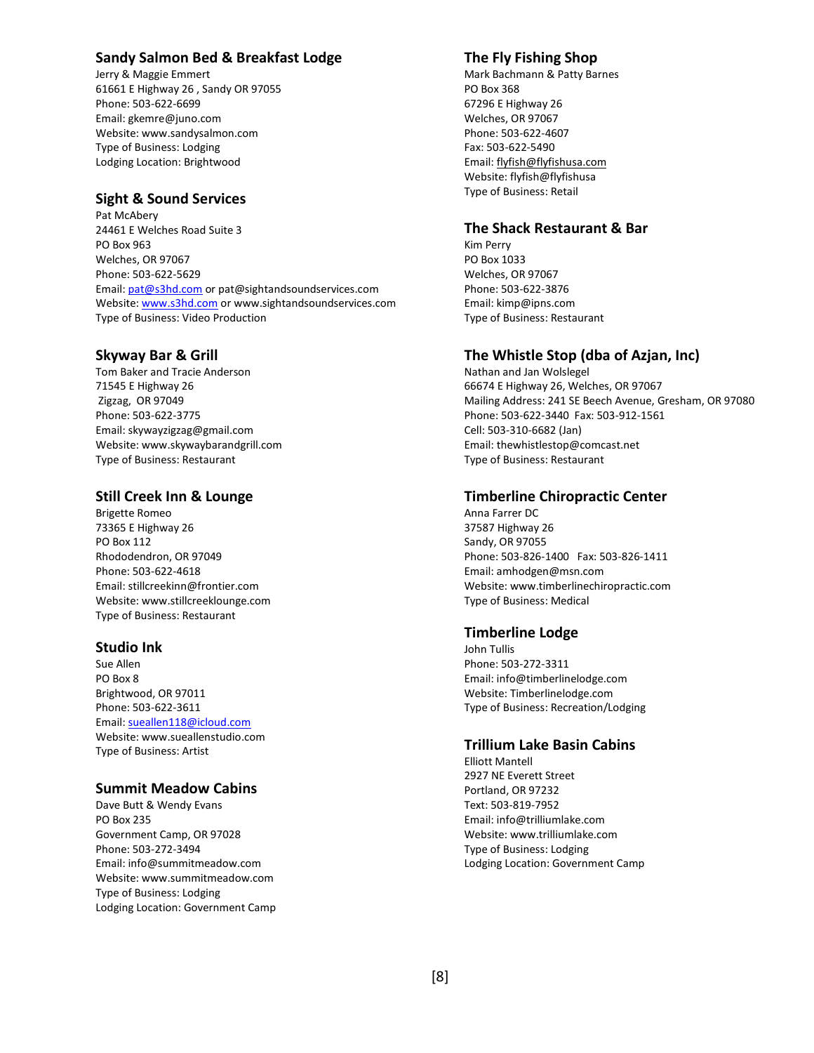## Sandy Salmon Bed & Breakfast Lodge

Jerry & Maggie Emmert
61661 E Highway 26 , Sandy OR 97055
Phone: 503-622-6699
Email: gkemre@juno.com
Website: www.sandysalmon.com
Type of Business: Lodging
Lodging Location: Brightwood

## Sight & Sound Services

Pat McAbery
24461 E Welches Road Suite 3
PO Box 963
Welches, OR 97067
Phone: 503-622-5629
Email: pat@s3hd.com or pat@sightandsoundservices.com
Website: www.s3hd.com or www.sightandsoundservices.com
Type of Business: Video Production

## Skyway Bar & Grill

Tom Baker and Tracie Anderson
71545 E Highway 26
Zigzag, OR 97049
Phone: 503-622-3775
Email: skywayzigzag@gmail.com
Website: www.skywaybarandgrill.com
Type of Business: Restaurant

## Still Creek Inn & Lounge

Brigette Romeo
73365 E Highway 26
PO Box 112
Rhododendron, OR 97049
Phone: 503-622-4618
Email: stillcreekinn@frontier.com
Website: www.stillcreeklounge.com
Type of Business: Restaurant

## Studio Ink

Sue Allen
PO Box 8
Brightwood, OR 97011
Phone: 503-622-3611
Email: sueallen118@icloud.com
Website: www.sueallenstudio.com
Type of Business: Artist

## Summit Meadow Cabins

Dave Butt & Wendy Evans
PO Box 235
Government Camp, OR 97028
Phone: 503-272-3494
Email: info@summitmeadow.com
Website: www.summitmeadow.com
Type of Business: Lodging
Lodging Location: Government Camp

## The Fly Fishing Shop

Mark Bachmann & Patty Barnes
PO Box 368
67296 E Highway 26
Welches, OR 97067
Phone: 503-622-4607
Fax: 503-622-5490
Email: flyfish@flyfishusa.com
Website: flyfish@flyfishusa
Type of Business: Retail

## The Shack Restaurant & Bar

Kim Perry
PO Box 1033
Welches, OR 97067
Phone: 503-622-3876
Email: kimp@ipns.com
Type of Business: Restaurant

## The Whistle Stop (dba of Azjan, Inc)

Nathan and Jan Wolslegel
66674 E Highway 26, Welches, OR 97067
Mailing Address: 241 SE Beech Avenue, Gresham, OR 97080
Phone: 503-622-3440 Fax: 503-912-1561
Cell: 503-310-6682 (Jan)
Email: thewhistlestop@comcast.net
Type of Business: Restaurant

## Timberline Chiropractic Center

Anna Farrer DC
37587 Highway 26
Sandy, OR 97055
Phone: 503-826-1400 Fax: 503-826-1411
Email: amhodgen@msn.com
Website: www.timberlinechiropractic.com
Type of Business: Medical

## Timberline Lodge

John Tullis
Phone: 503-272-3311
Email: info@timberlinelodge.com
Website: Timberlinelodge.com
Type of Business: Recreation/Lodging

## Trillium Lake Basin Cabins

Elliott Mantell
2927 NE Everett Street
Portland, OR 97232
Text: 503-819-7952
Email: info@trilliumlake.com
Website: www.trilliumlake.com
Type of Business: Lodging
Lodging Location: Government Camp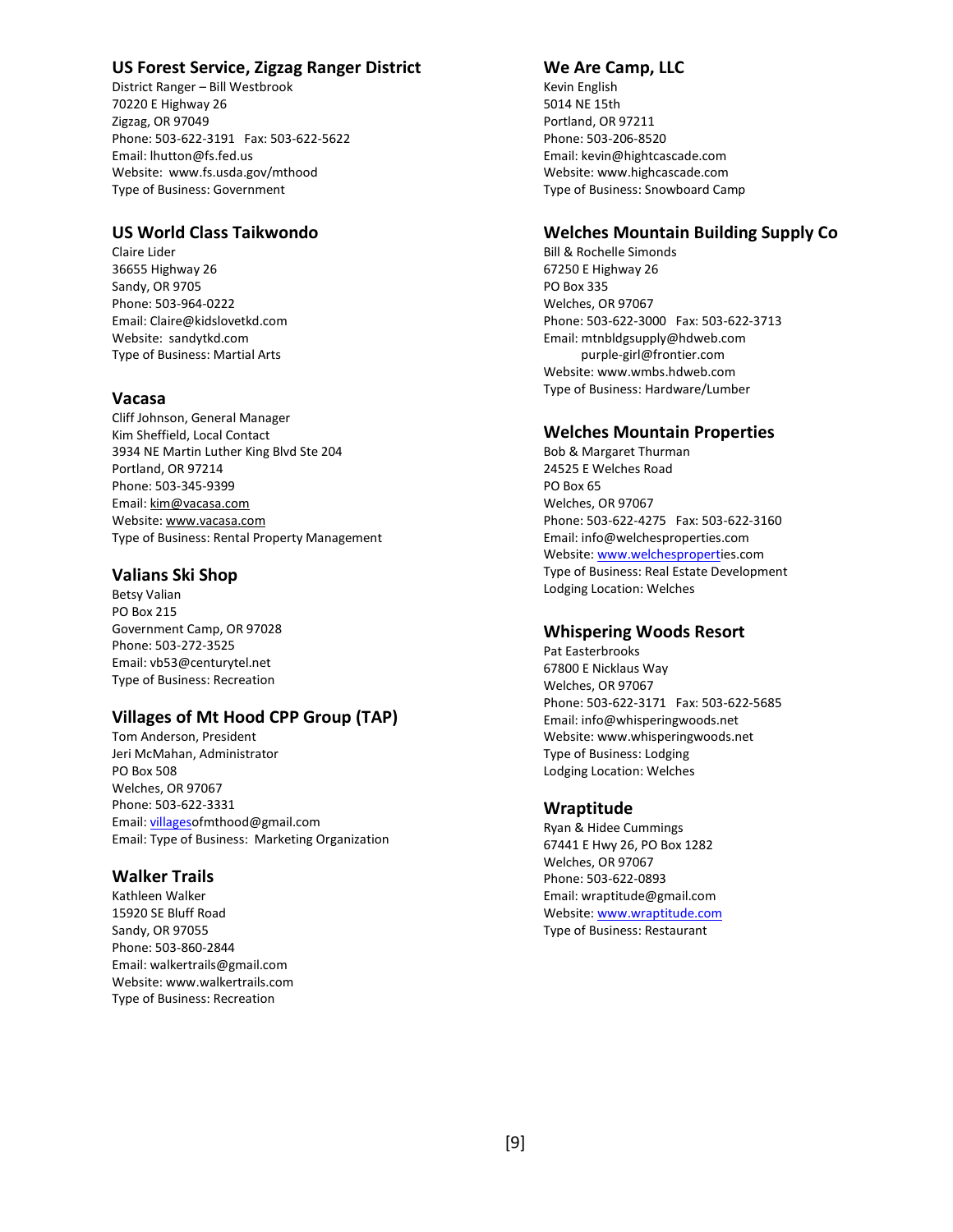### US Forest Service, Zigzag Ranger District

District Ranger – Bill Westbrook
70220 E Highway 26
Zigzag, OR 97049
Phone: 503-622-3191   Fax: 503-622-5622
Email: lhutton@fs.fed.us
Website: www.fs.usda.gov/mthood
Type of Business: Government

### US World Class Taikwondo

Claire Lider
36655 Highway 26
Sandy, OR 9705
Phone: 503-964-0222
Email: Claire@kidslovetkd.com
Website: sandytkd.com
Type of Business: Martial Arts

### Vacasa

Cliff Johnson, General Manager
Kim Sheffield, Local Contact
3934 NE Martin Luther King Blvd Ste 204
Portland, OR 97214
Phone: 503-345-9399
Email: kim@vacasa.com
Website: www.vacasa.com
Type of Business: Rental Property Management

### Valians Ski Shop

Betsy Valian
PO Box 215
Government Camp, OR 97028
Phone: 503-272-3525
Email: vb53@centurytel.net
Type of Business: Recreation

### Villages of Mt Hood CPP Group (TAP)

Tom Anderson, President
Jeri McMahan, Administrator
PO Box 508
Welches, OR 97067
Phone: 503-622-3331
Email: villagesofmthood@gmail.com
Email: Type of Business: Marketing Organization

### Walker Trails

Kathleen Walker
15920 SE Bluff Road
Sandy, OR 97055
Phone: 503-860-2844
Email: walkertrails@gmail.com
Website: www.walkertrails.com
Type of Business: Recreation

### We Are Camp, LLC

Kevin English
5014 NE 15th
Portland, OR 97211
Phone: 503-206-8520
Email: kevin@hightcascade.com
Website: www.highcascade.com
Type of Business: Snowboard Camp

### Welches Mountain Building Supply Co

Bill & Rochelle Simonds
67250 E Highway 26
PO Box 335
Welches, OR 97067
Phone: 503-622-3000   Fax: 503-622-3713
Email: mtnbldgsupply@hdweb.com
purple-girl@frontier.com
Website: www.wmbs.hdweb.com
Type of Business: Hardware/Lumber

### Welches Mountain Properties

Bob & Margaret Thurman
24525 E Welches Road
PO Box 65
Welches, OR 97067
Phone: 503-622-4275   Fax: 503-622-3160
Email: info@welchesproperties.com
Website: www.welchesproperties.com
Type of Business: Real Estate Development
Lodging Location: Welches

### Whispering Woods Resort

Pat Easterbrooks
67800 E Nicklaus Way
Welches, OR 97067
Phone: 503-622-3171   Fax: 503-622-5685
Email: info@whisperingwoods.net
Website: www.whisperingwoods.net
Type of Business: Lodging
Lodging Location: Welches

### Wraptitude

Ryan & Hidee Cummings
67441 E Hwy 26, PO Box 1282
Welches, OR 97067
Phone: 503-622-0893
Email: wraptitude@gmail.com
Website: www.wraptitude.com
Type of Business: Restaurant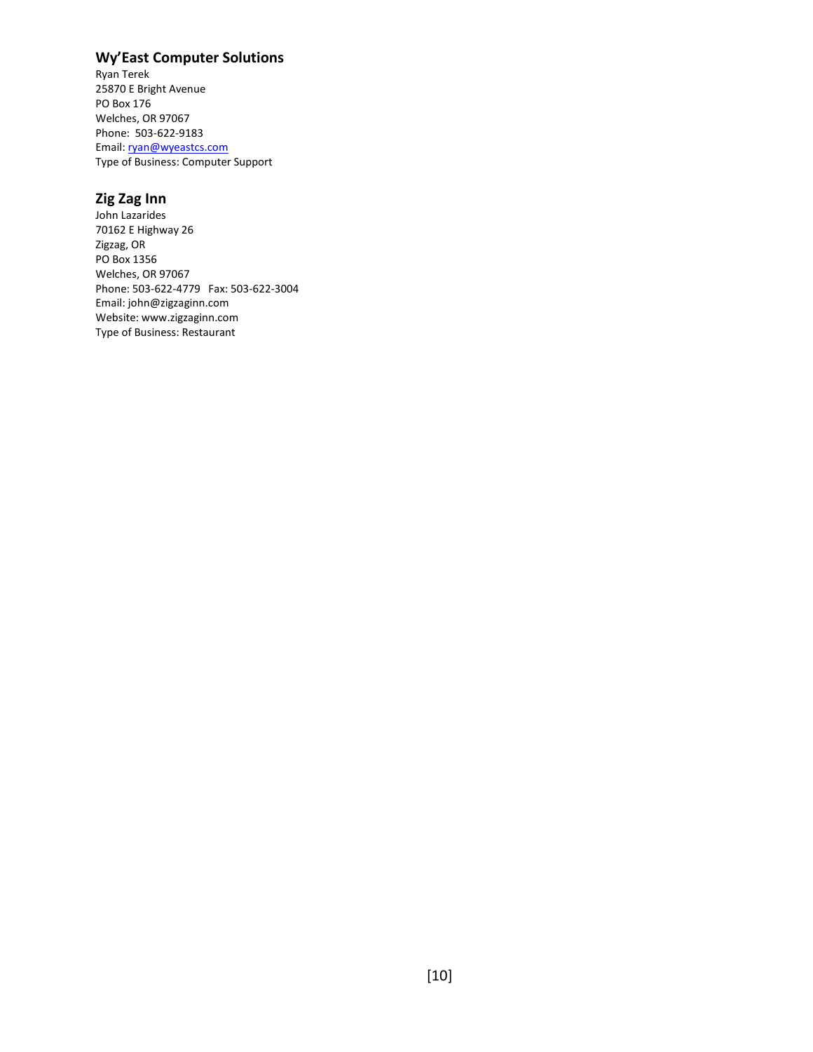### Wy'East Computer Solutions

Ryan Terek
25870 E Bright Avenue
PO Box 176
Welches, OR 97067
Phone: 503-622-9183
Email: ryan@wyeastcs.com
Type of Business: Computer Support

### Zig Zag Inn

John Lazarides
70162 E Highway 26
Zigzag, OR
PO Box 1356
Welches, OR 97067
Phone: 503-622-4779 Fax: 503-622-3004
Email: john@zigzaginn.com
Website: www.zigzaginn.com
Type of Business: Restaurant